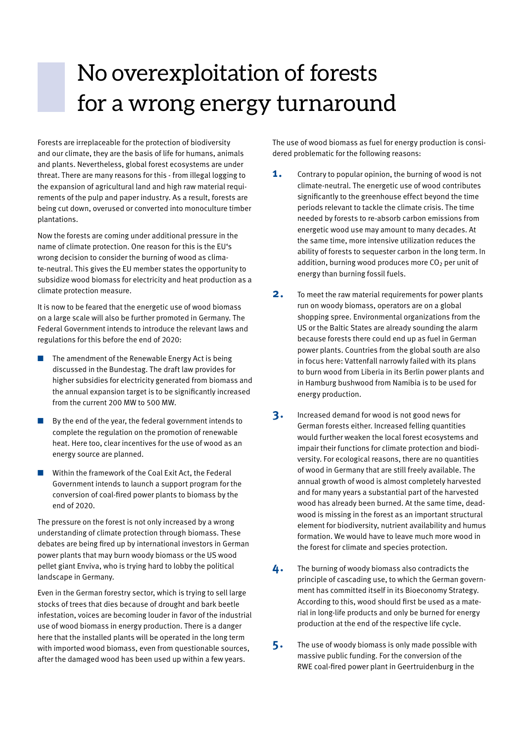# No overexploitation of forests for a wrong energy turnaround

Forests are irreplaceable for the protection of biodiversity and our climate, they are the basis of life for humans, animals and plants. Nevertheless, global forest ecosystems are under threat. There are many reasons for this - from illegal logging to the expansion of agricultural land and high raw material requirements of the pulp and paper industry. As a result, forests are being cut down, overused or converted into monoculture timber plantations.

Now the forests are coming under additional pressure in the name of climate protection. One reason for this is the EU's wrong decision to consider the burning of wood as climate-neutral. This gives the EU member states the opportunity to subsidize wood biomass for electricity and heat production as a climate protection measure.

It is now to be feared that the energetic use of wood biomass on a large scale will also be further promoted in Germany. The Federal Government intends to introduce the relevant laws and regulations for this before the end of 2020:

- The amendment of the Renewable Energy Act is being discussed in the Bundestag. The draft law provides for higher subsidies for electricity generated from biomass and the annual expansion target is to be significantly increased from the current 200 MW to 500 MW.
- By the end of the year, the federal government intends to complete the regulation on the promotion of renewable heat. Here too, clear incentives for the use of wood as an energy source are planned.
- Within the framework of the Coal Exit Act, the Federal Government intends to launch a support program for the conversion of coal-fired power plants to biomass by the end of 2020.

The pressure on the forest is not only increased by a wrong understanding of climate protection through biomass. These debates are being fired up by international investors in German power plants that may burn woody biomass or the US wood pellet giant Enviva, who is trying hard to lobby the political landscape in Germany.

Even in the German forestry sector, which is trying to sell large stocks of trees that dies because of drought and bark beetle infestation, voices are becoming louder in favor of the industrial use of wood biomass in energy production. There is a danger here that the installed plants will be operated in the long term with imported wood biomass, even from questionable sources, after the damaged wood has been used up within a few years.

The use of wood biomass as fuel for energy production is considered problematic for the following reasons:

1. Contrary to popular opinion, the burning of wood is not climate-neutral. The energetic use of wood contributes significantly to the greenhouse effect beyond the time periods relevant to tackle the climate crisis. The time needed by forests to re-absorb carbon emissions from energetic wood use may amount to many decades. At the same time, more intensive utilization reduces the ability of forests to sequester carbon in the long term. In addition, burning wood produces more $CO_2$ per unit of energy than burning fossil fuels.

2. To meet the raw material requirements for power plants run on woody biomass, operators are on a global shopping spree. Environmental organizations from the US or the Baltic States are already sounding the alarm because forests there could end up as fuel in German power plants. Countries from the global south are also in focus here: Vattenfall narrowly failed with its plans to burn wood from Liberia in its Berlin power plants and in Hamburg bushwood from Namibia is to be used for energy production.

3. Increased demand for wood is not good news for German forests either. Increased felling quantities would further weaken the local forest ecosystems and impair their functions for climate protection and biodiversity. For ecological reasons, there are no quantities of wood in Germany that are still freely available. The annual growth of wood is almost completely harvested and for many years a substantial part of the harvested wood has already been burned. At the same time, deadwood is missing in the forest as an important structural element for biodiversity, nutrient availability and humus formation. We would have to leave much more wood in the forest for climate and species protection.

4. The burning of woody biomass also contradicts the principle of cascading use, to which the German government has committed itself in its Bioeconomy Strategy. According to this, wood should first be used as a material in long-life products and only be burned for energy production at the end of the respective life cycle.

5. The use of woody biomass is only made possible with massive public funding. For the conversion of the RWE coal-fired power plant in Geertruidenburg in the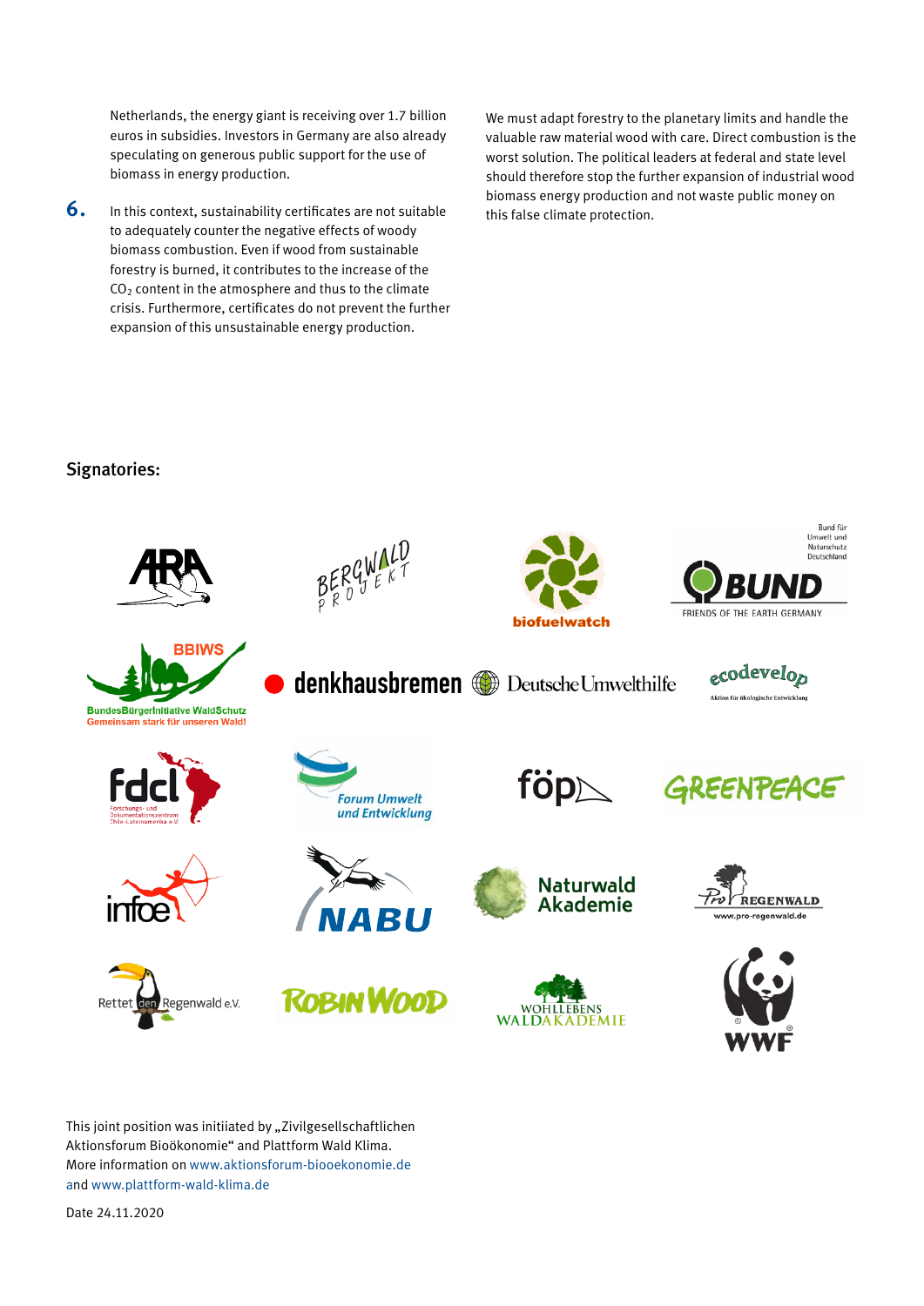Netherlands, the energy giant is receiving over 1.7 billion euros in subsidies. Investors in Germany are also already speculating on generous public support for the use of biomass in energy production.

6. In this context, sustainability certificates are not suitable to adequately counter the negative effects of woody biomass combustion. Even if wood from sustainable forestry is burned, it contributes to the increase of the $CO_2$ content in the atmosphere and thus to the climate crisis. Furthermore, certificates do not prevent the further expansion of this unsustainable energy production.

We must adapt forestry to the planetary limits and handle the valuable raw material wood with care. Direct combustion is the worst solution. The political leaders at federal and state level should therefore stop the further expansion of industrial wood biomass energy production and not waste public money on this false climate protection.

## Signatories:

ARA
Bergwald Projekt
biofuelwatch
BUND – Bund für Umwelt und Naturschutz Deutschland – Friends of the Earth Germany
BBIWS – BundesBürgerInitiative WaldSchutz – Gemeinsam stark für unseren Wald!
denkhausbremen
Deutsche Umwelthilfe
ecodevelop – Aktion für ökologische Entwicklung
fdcl – Forschungs- und Dokumentationszentrum Chile-Lateinamerika e.V.
Forum Umwelt und Entwicklung
föp
Greenpeace
infoe
NABU
Naturwald Akademie
Pro Regenwald – www.pro-regenwald.de
Rettet den Regenwald e.V.
Robin Wood
Wohllebens Waldakademie
WWF

This joint position was initiated by „Zivilgesellschaftlichen Aktionsforum Bioökonomie" and Plattform Wald Klima.
More information on www.aktionsforum-biooekonomie.de and www.plattform-wald-klima.de

Date 24.11.2020